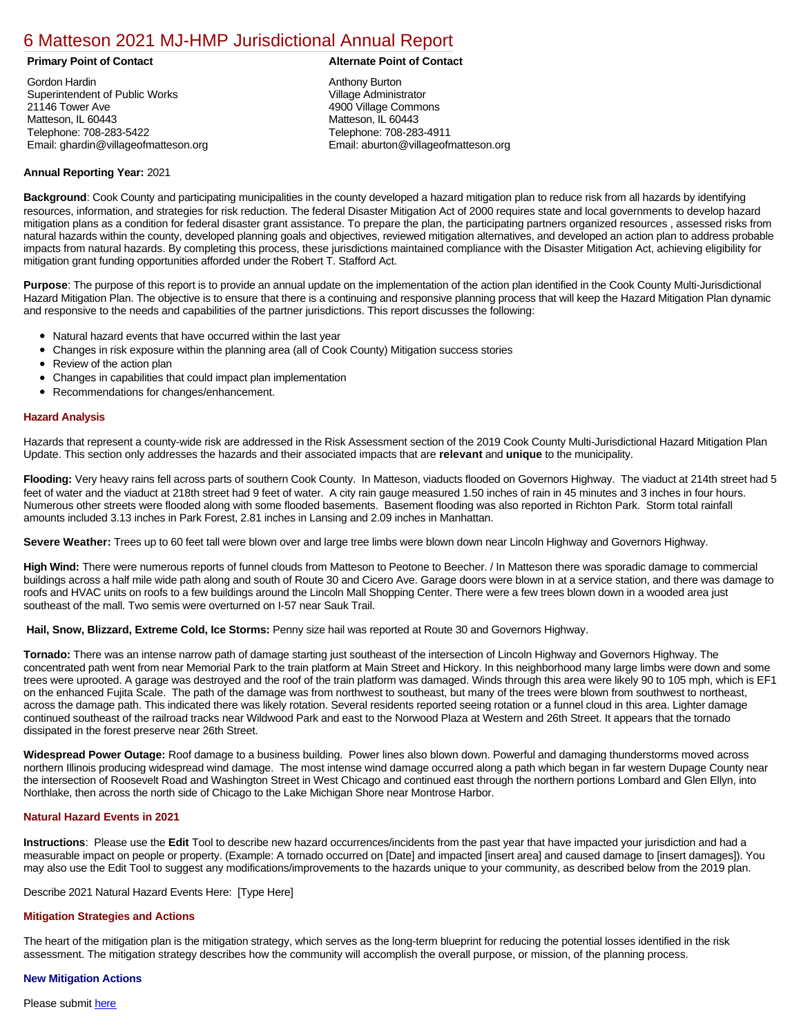# 6 Matteson 2021 MJ-HMP Jurisdictional Annual Report

**Primary Point of Contact**

Gordon Hardin
Superintendent of Public Works
21146 Tower Ave
Matteson, IL 60443
Telephone: 708-283-5422
Email: ghardin@villageofmatteson.org

**Alternate Point of Contact**

Anthony Burton
Village Administrator
4900 Village Commons
Matteson, IL 60443
Telephone: 708-283-4911
Email: aburton@villageofmatteson.org

**Annual Reporting Year:** 2021

**Background**: Cook County and participating municipalities in the county developed a hazard mitigation plan to reduce risk from all hazards by identifying resources, information, and strategies for risk reduction. The federal Disaster Mitigation Act of 2000 requires state and local governments to develop hazard mitigation plans as a condition for federal disaster grant assistance. To prepare the plan, the participating partners organized resources , assessed risks from natural hazards within the county, developed planning goals and objectives, reviewed mitigation alternatives, and developed an action plan to address probable impacts from natural hazards. By completing this process, these jurisdictions maintained compliance with the Disaster Mitigation Act, achieving eligibility for mitigation grant funding opportunities afforded under the Robert T. Stafford Act.

**Purpose**: The purpose of this report is to provide an annual update on the implementation of the action plan identified in the Cook County Multi-Jurisdictional Hazard Mitigation Plan. The objective is to ensure that there is a continuing and responsive planning process that will keep the Hazard Mitigation Plan dynamic and responsive to the needs and capabilities of the partner jurisdictions. This report discusses the following:

- Natural hazard events that have occurred within the last year
- Changes in risk exposure within the planning area (all of Cook County) Mitigation success stories
- Review of the action plan
- Changes in capabilities that could impact plan implementation
- Recommendations for changes/enhancement.

### Hazard Analysis

Hazards that represent a county-wide risk are addressed in the Risk Assessment section of the 2019 Cook County Multi-Jurisdictional Hazard Mitigation Plan Update. This section only addresses the hazards and their associated impacts that are **relevant** and **unique** to the municipality.

**Flooding:** Very heavy rains fell across parts of southern Cook County. In Matteson, viaducts flooded on Governors Highway. The viaduct at 214th street had 5 feet of water and the viaduct at 218th street had 9 feet of water. A city rain gauge measured 1.50 inches of rain in 45 minutes and 3 inches in four hours. Numerous other streets were flooded along with some flooded basements. Basement flooding was also reported in Richton Park. Storm total rainfall amounts included 3.13 inches in Park Forest, 2.81 inches in Lansing and 2.09 inches in Manhattan.

**Severe Weather:** Trees up to 60 feet tall were blown over and large tree limbs were blown down near Lincoln Highway and Governors Highway.

**High Wind:** There were numerous reports of funnel clouds from Matteson to Peotone to Beecher. / In Matteson there was sporadic damage to commercial buildings across a half mile wide path along and south of Route 30 and Cicero Ave. Garage doors were blown in at a service station, and there was damage to roofs and HVAC units on roofs to a few buildings around the Lincoln Mall Shopping Center. There were a few trees blown down in a wooded area just southeast of the mall. Two semis were overturned on I-57 near Sauk Trail.

**Hail, Snow, Blizzard, Extreme Cold, Ice Storms:** Penny size hail was reported at Route 30 and Governors Highway.

**Tornado:** There was an intense narrow path of damage starting just southeast of the intersection of Lincoln Highway and Governors Highway. The concentrated path went from near Memorial Park to the train platform at Main Street and Hickory. In this neighborhood many large limbs were down and some trees were uprooted. A garage was destroyed and the roof of the train platform was damaged. Winds through this area were likely 90 to 105 mph, which is EF1 on the enhanced Fujita Scale. The path of the damage was from northwest to southeast, but many of the trees were blown from southwest to northeast, across the damage path. This indicated there was likely rotation. Several residents reported seeing rotation or a funnel cloud in this area. Lighter damage continued southeast of the railroad tracks near Wildwood Park and east to the Norwood Plaza at Western and 26th Street. It appears that the tornado dissipated in the forest preserve near 26th Street.

**Widespread Power Outage:** Roof damage to a business building. Power lines also blown down. Powerful and damaging thunderstorms moved across northern Illinois producing widespread wind damage. The most intense wind damage occurred along a path which began in far western Dupage County near the intersection of Roosevelt Road and Washington Street in West Chicago and continued east through the northern portions Lombard and Glen Ellyn, into Northlake, then across the north side of Chicago to the Lake Michigan Shore near Montrose Harbor.

### Natural Hazard Events in 2021

**Instructions**: Please use the **Edit** Tool to describe new hazard occurrences/incidents from the past year that have impacted your jurisdiction and had a measurable impact on people or property. (Example: A tornado occurred on [Date] and impacted [insert area] and caused damage to [insert damages]). You may also use the Edit Tool to suggest any modifications/improvements to the hazards unique to your community, as described below from the 2019 plan.

Describe 2021 Natural Hazard Events Here: [Type Here]

### Mitigation Strategies and Actions

The heart of the mitigation plan is the mitigation strategy, which serves as the long-term blueprint for reducing the potential losses identified in the risk assessment. The mitigation strategy describes how the community will accomplish the overall purpose, or mission, of the planning process.

#### New Mitigation Actions

Please submit here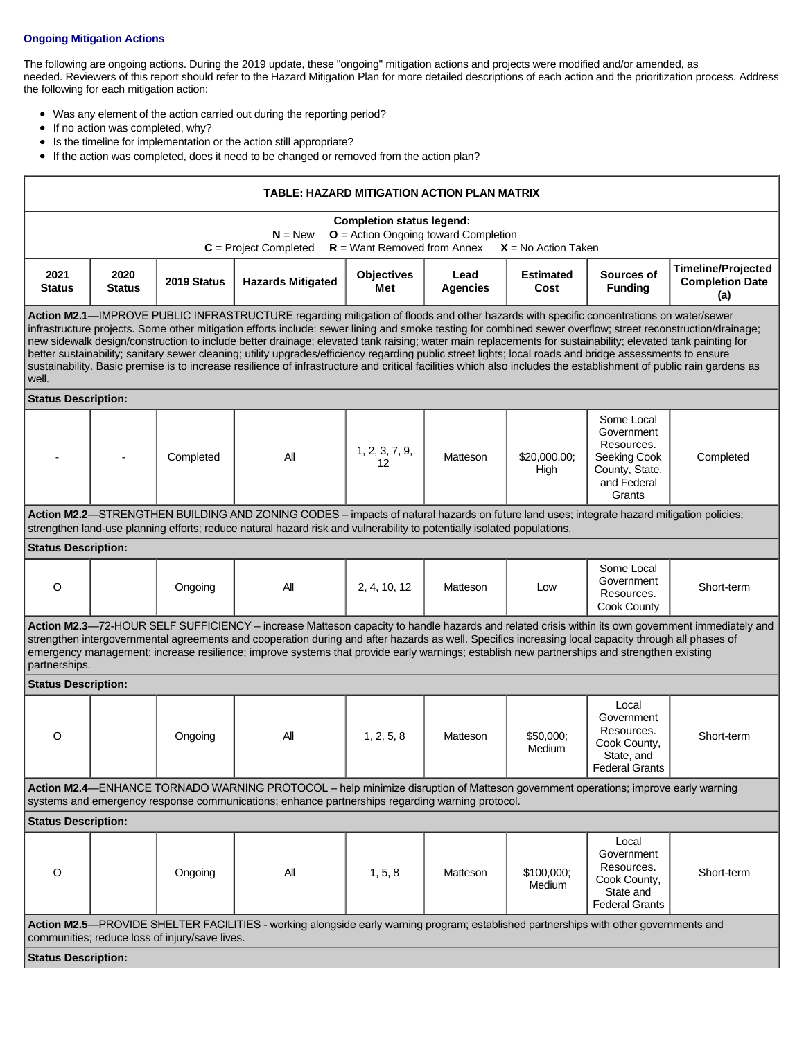### Ongoing Mitigation Actions

The following are ongoing actions. During the 2019 update, these "ongoing" mitigation actions and projects were modified and/or amended, as needed. Reviewers of this report should refer to the Hazard Mitigation Plan for more detailed descriptions of each action and the prioritization process. Address the following for each mitigation action:

- Was any element of the action carried out during the reporting period?
- If no action was completed, why?
- Is the timeline for implementation or the action still appropriate?
- If the action was completed, does it need to be changed or removed from the action plan?

**TABLE: HAZARD MITIGATION ACTION PLAN MATRIX**

**Completion status legend:**
**N** = New **O** = Action Ongoing toward Completion
**C** = Project Completed **R** = Want Removed from Annex **X** = No Action Taken

| 2021 Status | 2020 Status | 2019 Status | Hazards Mitigated | Objectives Met | Lead Agencies | Estimated Cost | Sources of Funding | Timeline/Projected Completion Date (a) |
|---|---|---|---|---|---|---|---|---|
| **Action M2.1**—IMPROVE PUBLIC INFRASTRUCTURE regarding mitigation of floods and other hazards with specific concentrations on water/sewer infrastructure projects. Some other mitigation efforts include: sewer lining and smoke testing for combined sewer overflow; street reconstruction/drainage; new sidewalk design/construction to include better drainage; elevated tank raising; water main replacements for sustainability; elevated tank painting for better sustainability; sanitary sewer cleaning; utility upgrades/efficiency regarding public street lights; local roads and bridge assessments to ensure sustainability. Basic premise is to increase resilience of infrastructure and critical facilities which also includes the establishment of public rain gardens as well. | | | | | | | | |
| **Status Description:** | | | | | | | | |
| - | - | Completed | All | 1, 2, 3, 7, 9, 12 | Matteson | $20,000.00; High | Some Local Government Resources. Seeking Cook County, State, and Federal Grants | Completed |
| **Action M2.2**—STRENGTHEN BUILDING AND ZONING CODES – impacts of natural hazards on future land uses; integrate hazard mitigation policies; strengthen land-use planning efforts; reduce natural hazard risk and vulnerability to potentially isolated populations. | | | | | | | | |
| **Status Description:** | | | | | | | | |
| O | | Ongoing | All | 2, 4, 10, 12 | Matteson | Low | Some Local Government Resources. Cook County | Short-term |
| **Action M2.3**—72-HOUR SELF SUFFICIENCY – increase Matteson capacity to handle hazards and related crisis within its own government immediately and strengthen intergovernmental agreements and cooperation during and after hazards as well. Specifics increasing local capacity through all phases of emergency management; increase resilience; improve systems that provide early warnings; establish new partnerships and strengthen existing partnerships. | | | | | | | | |
| **Status Description:** | | | | | | | | |
| O | | Ongoing | All | 1, 2, 5, 8 | Matteson | $50,000; Medium | Local Government Resources. Cook County, State, and Federal Grants | Short-term |
| **Action M2.4**—ENHANCE TORNADO WARNING PROTOCOL – help minimize disruption of Matteson government operations; improve early warning systems and emergency response communications; enhance partnerships regarding warning protocol. | | | | | | | | |
| **Status Description:** | | | | | | | | |
| O | | Ongoing | All | 1, 5, 8 | Matteson | $100,000; Medium | Local Government Resources. Cook County, State and Federal Grants | Short-term |
| **Action M2.5**—PROVIDE SHELTER FACILITIES - working alongside early warning program; established partnerships with other governments and communities; reduce loss of injury/save lives. | | | | | | | | |
| **Status Description:** | | | | | | | | |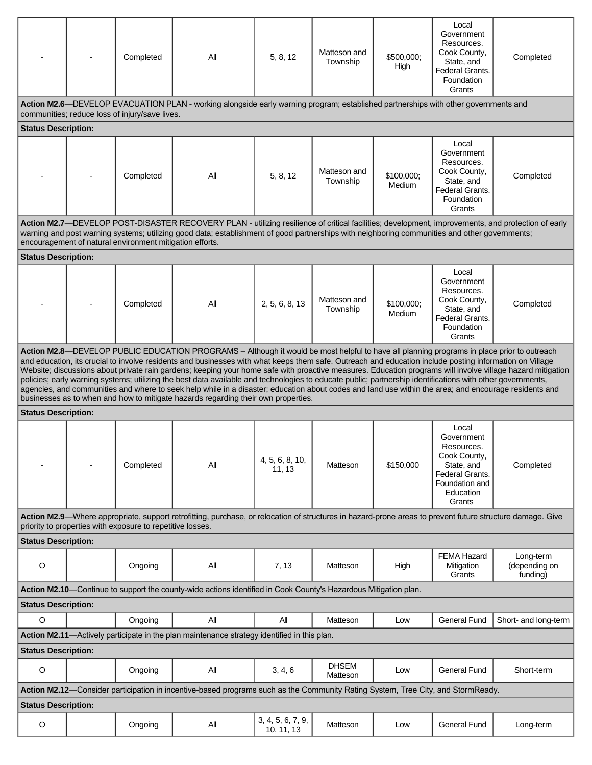| - | - | Completed | All | 5, 8, 12 | Matteson and Township | $500,000; High | Local Government Resources. Cook County, State, and Federal Grants. Foundation Grants | Completed |
|---|---|---|---|---|---|---|---|---|
| **Action M2.6**—DEVELOP EVACUATION PLAN - working alongside early warning program; established partnerships with other governments and communities; reduce loss of injury/save lives. | | | | | | | | |
| **Status Description:** | | | | | | | | |
| - | - | Completed | All | 5, 8, 12 | Matteson and Township | $100,000; Medium | Local Government Resources. Cook County, State, and Federal Grants. Foundation Grants | Completed |
| **Action M2.7**—DEVELOP POST-DISASTER RECOVERY PLAN - utilizing resilience of critical facilities; development, improvements, and protection of early warning and post warning systems; utilizing good data; establishment of good partnerships with neighboring communities and other governments; encouragement of natural environment mitigation efforts. | | | | | | | | |
| **Status Description:** | | | | | | | | |
| - | - | Completed | All | 2, 5, 6, 8, 13 | Matteson and Township | $100,000; Medium | Local Government Resources. Cook County, State, and Federal Grants. Foundation Grants | Completed |
| **Action M2.8**—DEVELOP PUBLIC EDUCATION PROGRAMS – Although it would be most helpful to have all planning programs in place prior to outreach and education, its crucial to involve residents and businesses with what keeps them safe. Outreach and education include posting information on Village Website; discussions about private rain gardens; keeping your home safe with proactive measures. Education programs will involve village hazard mitigation policies; early warning systems; utilizing the best data available and technologies to educate public; partnership identifications with other governments, agencies, and communities and where to seek help while in a disaster; education about codes and land use within the area; and encourage residents and businesses as to when and how to mitigate hazards regarding their own properties. | | | | | | | | |
| **Status Description:** | | | | | | | | |
| - | - | Completed | All | 4, 5, 6, 8, 10, 11, 13 | Matteson | $150,000 | Local Government Resources. Cook County, State, and Federal Grants. Foundation and Education Grants | Completed |
| **Action M2.9**—Where appropriate, support retrofitting, purchase, or relocation of structures in hazard-prone areas to prevent future structure damage. Give priority to properties with exposure to repetitive losses. | | | | | | | | |
| **Status Description:** | | | | | | | | |
| O | | Ongoing | All | 7, 13 | Matteson | High | FEMA Hazard Mitigation Grants | Long-term (depending on funding) |
| **Action M2.10**—Continue to support the county-wide actions identified in Cook County's Hazardous Mitigation plan. | | | | | | | | |
| **Status Description:** | | | | | | | | |
| O | | Ongoing | All | All | Matteson | Low | General Fund | Short- and long-term |
| **Action M2.11**—Actively participate in the plan maintenance strategy identified in this plan. | | | | | | | | |
| **Status Description:** | | | | | | | | |
| O | | Ongoing | All | 3, 4, 6 | DHSEM Matteson | Low | General Fund | Short-term |
| **Action M2.12**—Consider participation in incentive-based programs such as the Community Rating System, Tree City, and StormReady. | | | | | | | | |
| **Status Description:** | | | | | | | | |
| O | | Ongoing | All | 3, 4, 5, 6, 7, 9, 10, 11, 13 | Matteson | Low | General Fund | Long-term |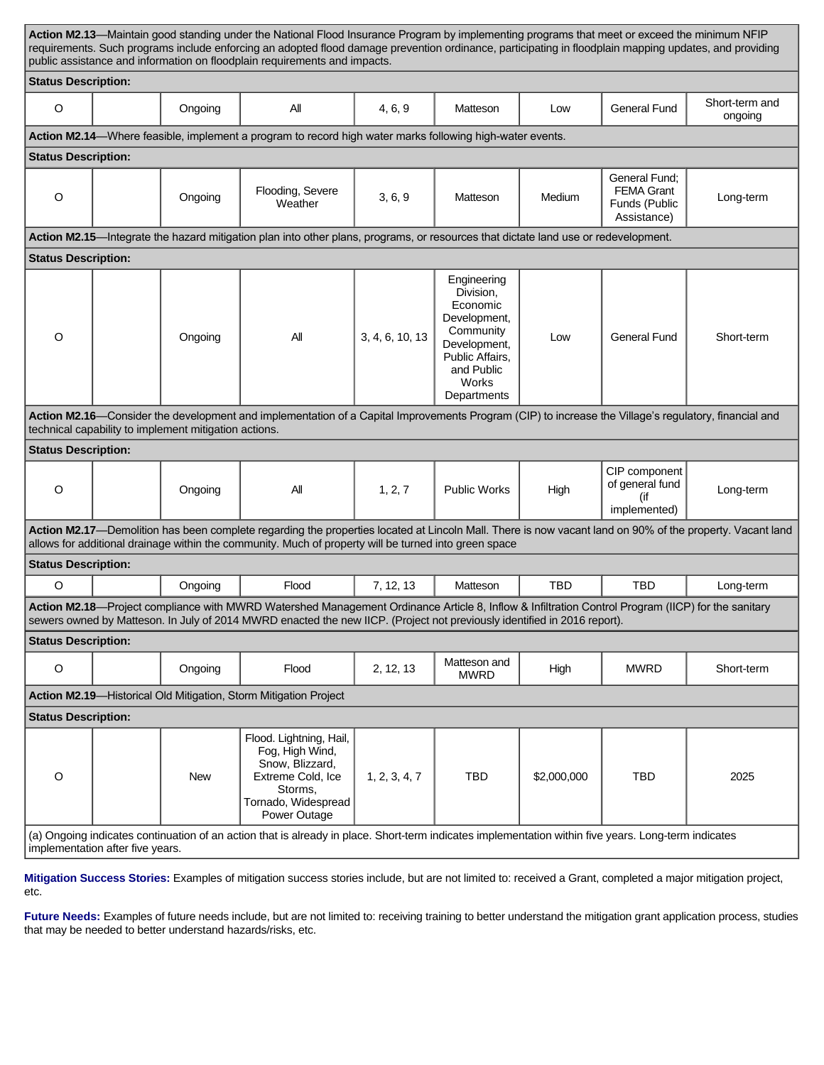| | | | | | | | | |
|---|---|---|---|---|---|---|---|---|
| **Action M2.13**—Maintain good standing under the National Flood Insurance Program by implementing programs that meet or exceed the minimum NFIP requirements. Such programs include enforcing an adopted flood damage prevention ordinance, participating in floodplain mapping updates, and providing public assistance and information on floodplain requirements and impacts. | | | | | | | | |
| **Status Description:** | | | | | | | | |
| O | | Ongoing | All | 4, 6, 9 | Matteson | Low | General Fund | Short-term and ongoing |
| **Action M2.14**—Where feasible, implement a program to record high water marks following high-water events. | | | | | | | | |
| **Status Description:** | | | | | | | | |
| O | | Ongoing | Flooding, Severe Weather | 3, 6, 9 | Matteson | Medium | General Fund; FEMA Grant Funds (Public Assistance) | Long-term |
| **Action M2.15**—Integrate the hazard mitigation plan into other plans, programs, or resources that dictate land use or redevelopment. | | | | | | | | |
| **Status Description:** | | | | | | | | |
| O | | Ongoing | All | 3, 4, 6, 10, 13 | Engineering Division, Economic Development, Community Development, Public Affairs, and Public Works Departments | Low | General Fund | Short-term |
| **Action M2.16**—Consider the development and implementation of a Capital Improvements Program (CIP) to increase the Village's regulatory, financial and technical capability to implement mitigation actions. | | | | | | | | |
| **Status Description:** | | | | | | | | |
| O | | Ongoing | All | 1, 2, 7 | Public Works | High | CIP component of general fund (if implemented) | Long-term |
| **Action M2.17**—Demolition has been complete regarding the properties located at Lincoln Mall. There is now vacant land on 90% of the property. Vacant land allows for additional drainage within the community. Much of property will be turned into green space | | | | | | | | |
| **Status Description:** | | | | | | | | |
| O | | Ongoing | Flood | 7, 12, 13 | Matteson | TBD | TBD | Long-term |
| **Action M2.18**—Project compliance with MWRD Watershed Management Ordinance Article 8, Inflow & Infiltration Control Program (IICP) for the sanitary sewers owned by Matteson. In July of 2014 MWRD enacted the new IICP. (Project not previously identified in 2016 report). | | | | | | | | |
| **Status Description:** | | | | | | | | |
| O | | Ongoing | Flood | 2, 12, 13 | Matteson and MWRD | High | MWRD | Short-term |
| **Action M2.19**—Historical Old Mitigation, Storm Mitigation Project | | | | | | | | |
| **Status Description:** | | | | | | | | |
| O | | New | Flood. Lightning, Hail, Fog, High Wind, Snow, Blizzard, Extreme Cold, Ice Storms, Tornado, Widespread Power Outage | 1, 2, 3, 4, 7 | TBD | $2,000,000 | TBD | 2025 |
| (a) Ongoing indicates continuation of an action that is already in place. Short-term indicates implementation within five years. Long-term indicates implementation after five years. | | | | | | | | |

**Mitigation Success Stories:** Examples of mitigation success stories include, but are not limited to: received a Grant, completed a major mitigation project, etc.

**Future Needs:** Examples of future needs include, but are not limited to: receiving training to better understand the mitigation grant application process, studies that may be needed to better understand hazards/risks, etc.